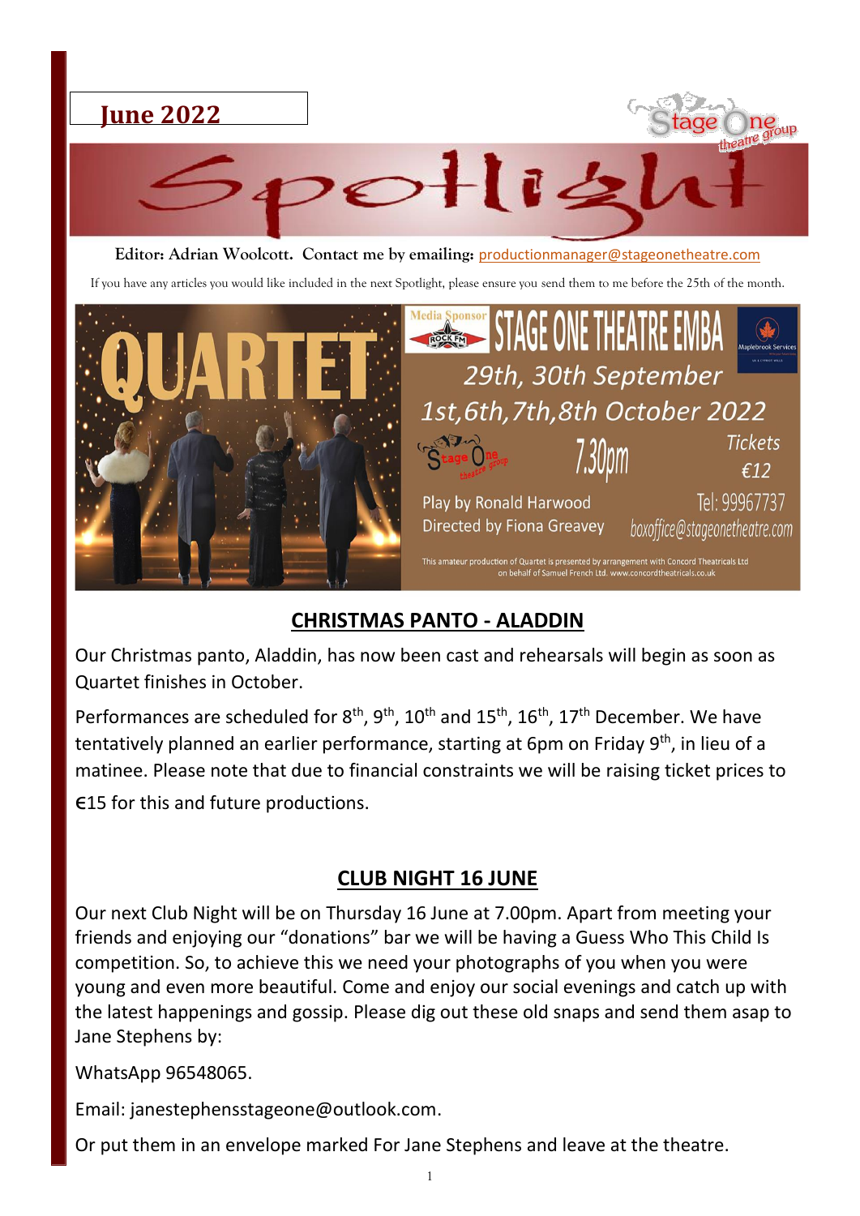**June 2022**

# Spotlight

**Editor: Adrian Woolcott. Contact me by emailing:** productionmanager@stageonetheatre.com

If you have any articles you would like included in the next Spotlight, please ensure you send them to me before the 25th of the month.

QUARTET

Media Sponsor ROCK FM

STAGE ONE THEATRE EMBA

29th, 30th September
1st, 6th, 7th, 8th October 2022

7.30pm

Tickets €12

Play by Ronald Harwood
Directed by Fiona Greavey

Tel: 99967737
boxoffice@stageonetheatre.com

This amateur production of Quartet is presented by arrangement with Concord Theatricals Ltd on behalf of Samuel French Ltd. www.concordtheatricals.co.uk

## CHRISTMAS PANTO - ALADDIN

Our Christmas panto, Aladdin, has now been cast and rehearsals will begin as soon as Quartet finishes in October.

Performances are scheduled for 8th, 9th, 10th and 15th, 16th, 17th December. We have tentatively planned an earlier performance, starting at 6pm on Friday 9th, in lieu of a matinee. Please note that due to financial constraints we will be raising ticket prices to €15 for this and future productions.

## CLUB NIGHT 16 JUNE

Our next Club Night will be on Thursday 16 June at 7.00pm. Apart from meeting your friends and enjoying our "donations" bar we will be having a Guess Who This Child Is competition. So, to achieve this we need your photographs of you when you were young and even more beautiful. Come and enjoy our social evenings and catch up with the latest happenings and gossip. Please dig out these old snaps and send them asap to Jane Stephens by:

WhatsApp 96548065.

Email: janestephensstageone@outlook.com.

Or put them in an envelope marked For Jane Stephens and leave at the theatre.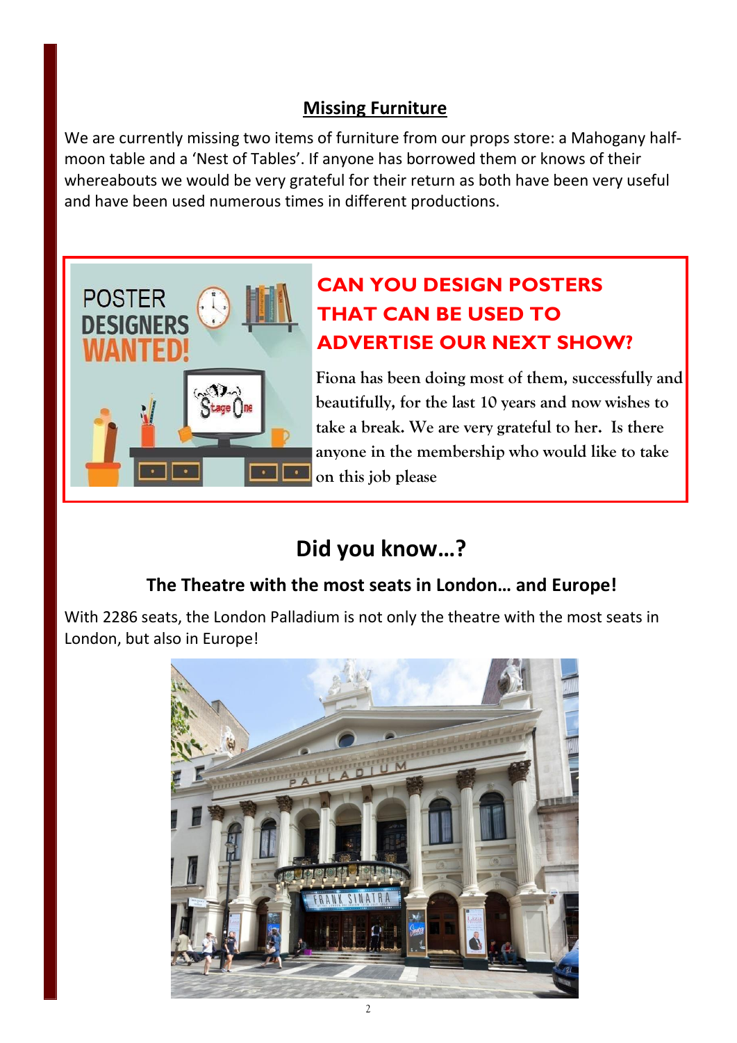## Missing Furniture

We are currently missing two items of furniture from our props store: a Mahogany half-moon table and a 'Nest of Tables'. If anyone has borrowed them or knows of their whereabouts we would be very grateful for their return as both have been very useful and have been used numerous times in different productions.

### CAN YOU DESIGN POSTERS THAT CAN BE USED TO ADVERTISE OUR NEXT SHOW?

Fiona has been doing most of them, successfully and beautifully, for the last 10 years and now wishes to take a break. We are very grateful to her. Is there anyone in the membership who would like to take on this job please

## Did you know…?

### The Theatre with the most seats in London… and Europe!

With 2286 seats, the London Palladium is not only the theatre with the most seats in London, but also in Europe!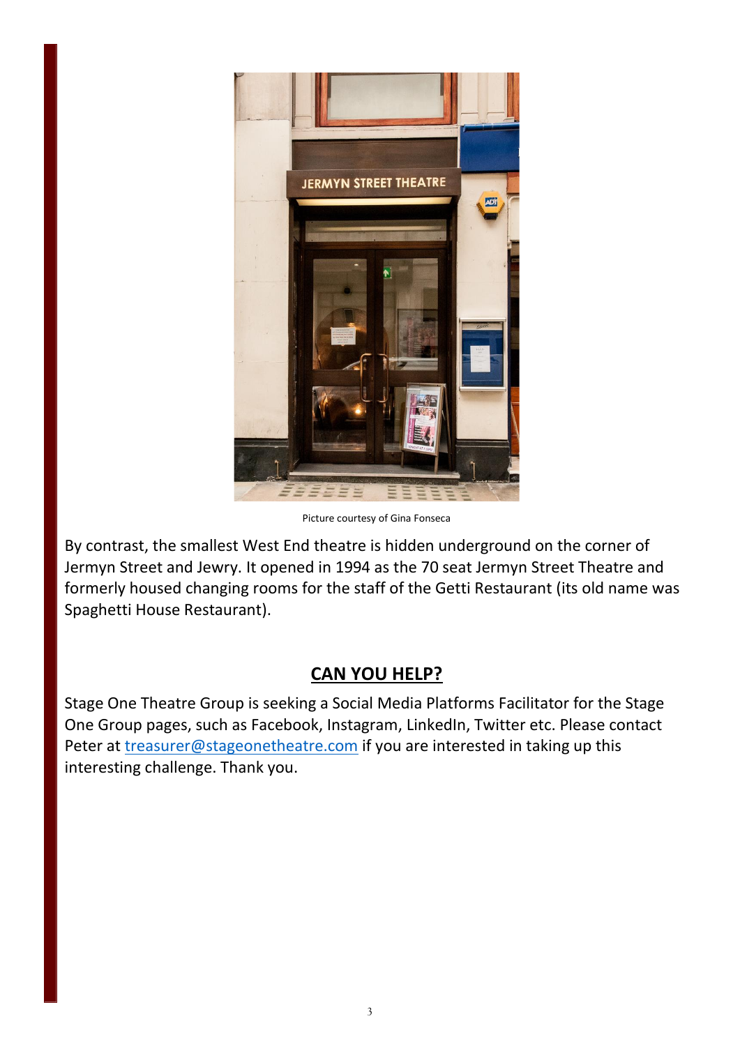Picture courtesy of Gina Fonseca

By contrast, the smallest West End theatre is hidden underground on the corner of Jermyn Street and Jewry. It opened in 1994 as the 70 seat Jermyn Street Theatre and formerly housed changing rooms for the staff of the Getti Restaurant (its old name was Spaghetti House Restaurant).

## CAN YOU HELP?

Stage One Theatre Group is seeking a Social Media Platforms Facilitator for the Stage One Group pages, such as Facebook, Instagram, LinkedIn, Twitter etc. Please contact Peter at treasurer@stageonetheatre.com if you are interested in taking up this interesting challenge. Thank you.